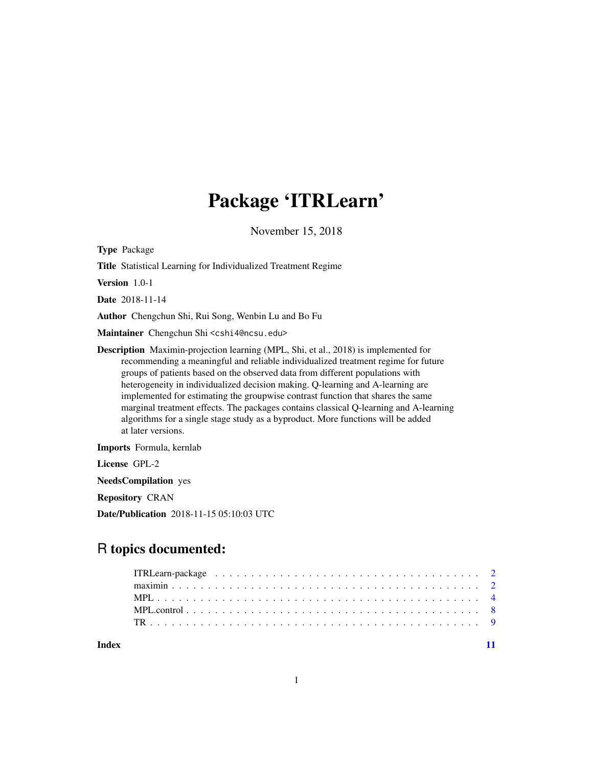# Package 'ITRLearn'

November 15, 2018

**Type** Package

**Title** Statistical Learning for Individualized Treatment Regime

**Version** 1.0-1

**Date** 2018-11-14

**Author** Chengchun Shi, Rui Song, Wenbin Lu and Bo Fu

**Maintainer** Chengchun Shi <cshi4@ncsu.edu>

**Description** Maximin-projection learning (MPL, Shi, et al., 2018) is implemented for recommending a meaningful and reliable individualized treatment regime for future groups of patients based on the observed data from different populations with heterogeneity in individualized decision making. Q-learning and A-learning are implemented for estimating the groupwise contrast function that shares the same marginal treatment effects. The packages contains classical Q-learning and A-learning algorithms for a single stage study as a byproduct. More functions will be added at later versions.

**Imports** Formula, kernlab

**License** GPL-2

**NeedsCompilation** yes

**Repository** CRAN

**Date/Publication** 2018-11-15 05:10:03 UTC

## R topics documented:

| | |
|---|---|
| ITRLearn-package | 2 |
| maximin | 2 |
| MPL | 4 |
| MPL.control | 8 |
| TR | 9 |
| **Index** | **11** |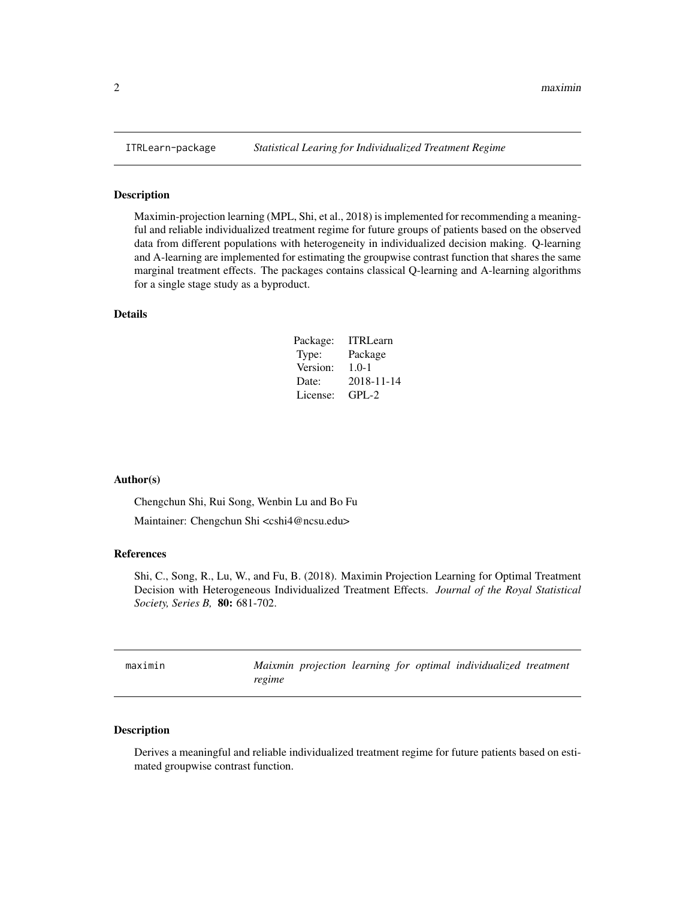## ITRLearn-package — *Statistical Learing for Individualized Treatment Regime*

### Description

Maximin-projection learning (MPL, Shi, et al., 2018) is implemented for recommending a meaningful and reliable individualized treatment regime for future groups of patients based on the observed data from different populations with heterogeneity in individualized decision making. Q-learning and A-learning are implemented for estimating the groupwise contrast function that shares the same marginal treatment effects. The packages contains classical Q-learning and A-learning algorithms for a single stage study as a byproduct.

### Details

| | |
|---|---|
| Package: | ITRLearn |
| Type: | Package |
| Version: | 1.0-1 |
| Date: | 2018-11-14 |
| License: | GPL-2 |

### Author(s)

Chengchun Shi, Rui Song, Wenbin Lu and Bo Fu

Maintainer: Chengchun Shi <cshi4@ncsu.edu>

### References

Shi, C., Song, R., Lu, W., and Fu, B. (2018). Maximin Projection Learning for Optimal Treatment Decision with Heterogeneous Individualized Treatment Effects. *Journal of the Royal Statistical Society, Series B,* **80:** 681-702.

## maximin — *Maixmin projection learning for optimal individualized treatment regime*

### Description

Derives a meaningful and reliable individualized treatment regime for future patients based on estimated groupwise contrast function.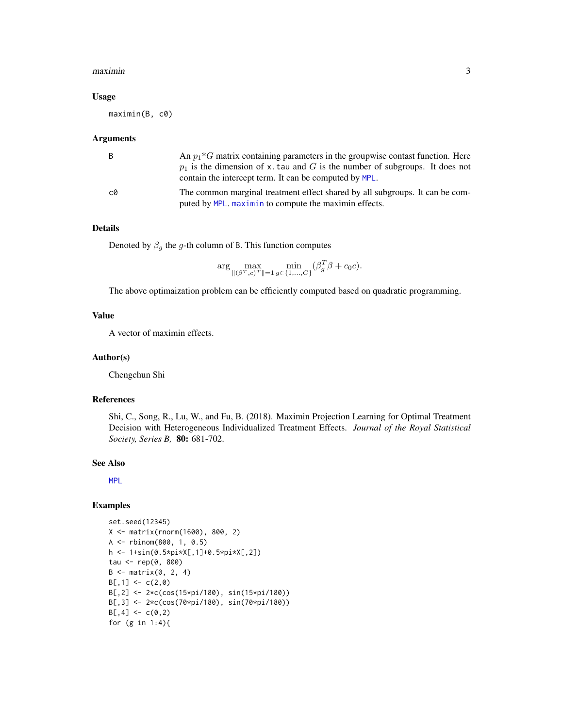### Usage

```
maximin(B, c0)
```

### Arguments

| | |
|---|---|
| B | An $p_1$*$G$ matrix containing parameters in the groupwise contast function. Here $p_1$ is the dimension of x.tau and $G$ is the number of subgroups. It does not contain the intercept term. It can be computed by MPL. |
| c0 | The common marginal treatment effect shared by all subgroups. It can be computed by MPL. maximin to compute the maximin effects. |

### Details

Denoted by $\beta_g$ the $g$-th column of B. This function computes

$$\arg \max_{\|(\beta^T, c)^T\|=1} \min_{g\in\{1,\dots,G\}} (\beta_g^T \beta + c_0 c).$$

The above optimaization problem can be efficiently computed based on quadratic programming.

### Value

A vector of maximin effects.

### Author(s)

Chengchun Shi

### References

Shi, C., Song, R., Lu, W., and Fu, B. (2018). Maximin Projection Learning for Optimal Treatment Decision with Heterogeneous Individualized Treatment Effects. *Journal of the Royal Statistical Society, Series B,* **80:** 681-702.

### See Also

MPL

### Examples

```
set.seed(12345)
X <- matrix(rnorm(1600), 800, 2)
A <- rbinom(800, 1, 0.5)
h <- 1+sin(0.5*pi*X[,1]+0.5*pi*X[,2])
tau <- rep(0, 800)
B <- matrix(0, 2, 4)
B[,1] <- c(2,0)
B[,2] <- 2*c(cos(15*pi/180), sin(15*pi/180))
B[,3] <- 2*c(cos(70*pi/180), sin(70*pi/180))
B[,4] <- c(0,2)
for (g in 1:4){
```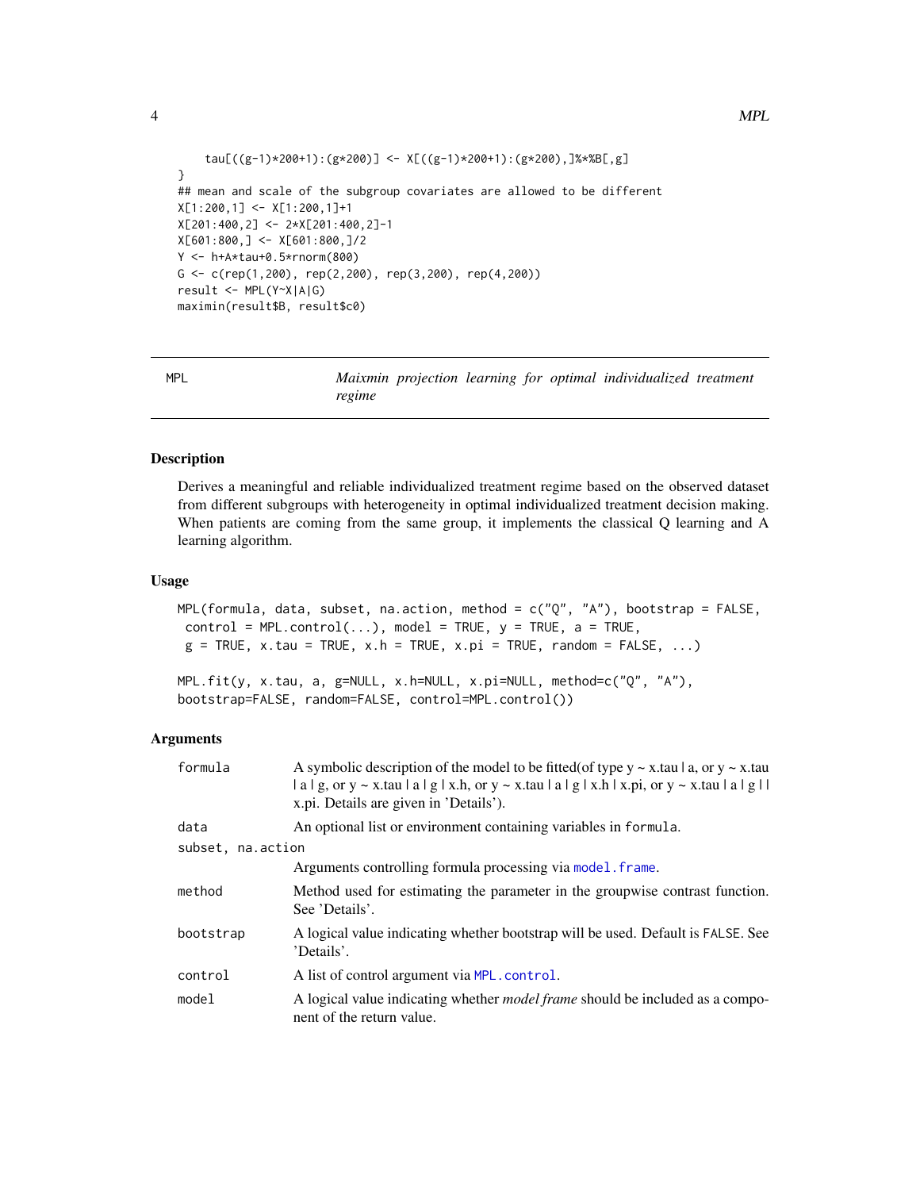```
    tau[((g-1)*200+1):(g*200)] <- X[((g-1)*200+1):(g*200),]%*%B[,g]
}
## mean and scale of the subgroup covariates are allowed to be different
X[1:200,1] <- X[1:200,1]+1
X[201:400,2] <- 2*X[201:400,2]-1
X[601:800,] <- X[601:800,]/2
Y <- h+A*tau+0.5*rnorm(800)
G <- c(rep(1,200), rep(2,200), rep(3,200), rep(4,200))
result <- MPL(Y~X|A|G)
maximin(result$B, result$c0)
```

---

MPL — *Maixmin projection learning for optimal individualized treatment regime*

---

## Description

Derives a meaningful and reliable individualized treatment regime based on the observed dataset from different subgroups with heterogeneity in optimal individualized treatment decision making. When patients are coming from the same group, it implements the classical Q learning and A learning algorithm.

## Usage

```
MPL(formula, data, subset, na.action, method = c("Q", "A"), bootstrap = FALSE,
 control = MPL.control(...), model = TRUE, y = TRUE, a = TRUE,
 g = TRUE, x.tau = TRUE, x.h = TRUE, x.pi = TRUE, random = FALSE, ...)

MPL.fit(y, x.tau, a, g=NULL, x.h=NULL, x.pi=NULL, method=c("Q", "A"),
bootstrap=FALSE, random=FALSE, control=MPL.control())
```

## Arguments

| | |
|---|---|
| `formula` | A symbolic description of the model to be fitted(of type y ~ x.tau \| a, or y ~ x.tau \| a \| g, or y ~ x.tau \| a \| g \| x.h, or y ~ x.tau \| a \| g \| x.h \| x.pi, or y ~ x.tau \| a \| g \| \| x.pi. Details are given in 'Details'). |
| `data` | An optional list or environment containing variables in `formula`. |
| `subset, na.action` | Arguments controlling formula processing via `model.frame`. |
| `method` | Method used for estimating the parameter in the groupwise contrast function. See 'Details'. |
| `bootstrap` | A logical value indicating whether bootstrap will be used. Default is FALSE. See 'Details'. |
| `control` | A list of control argument via `MPL.control`. |
| `model` | A logical value indicating whether *model frame* should be included as a component of the return value. |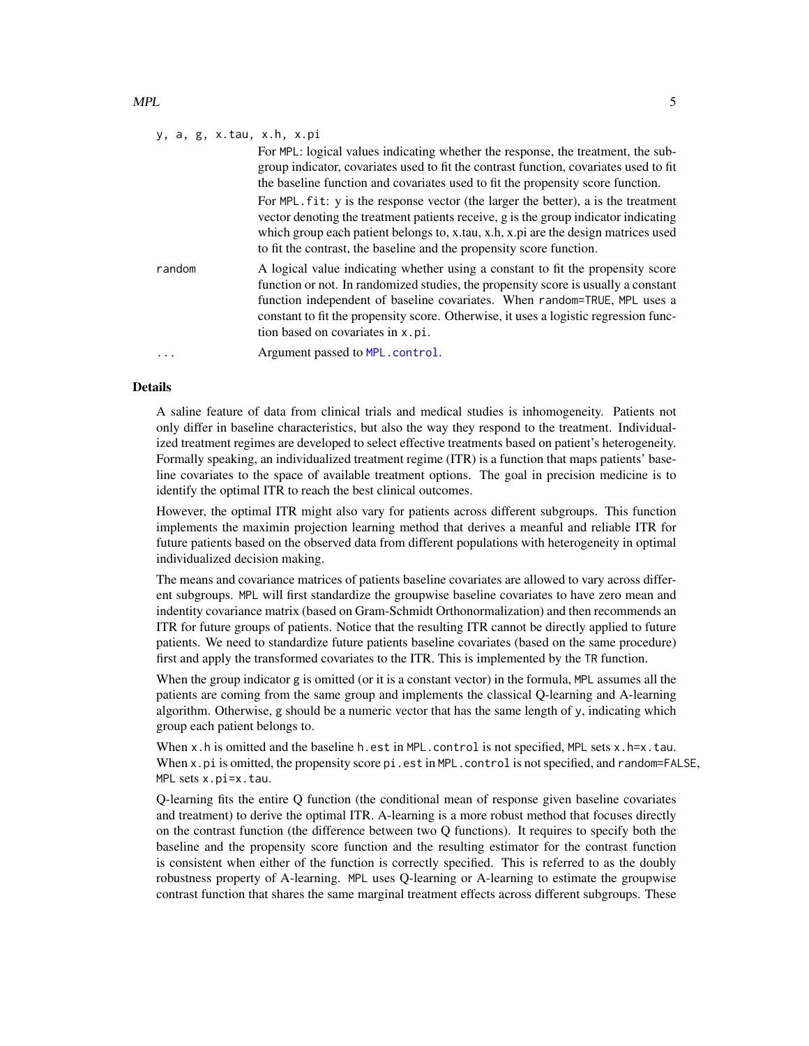`y, a, g, x.tau, x.h, x.pi`
: For `MPL`: logical values indicating whether the response, the treatment, the subgroup indicator, covariates used to fit the contrast function, covariates used to fit the baseline function and covariates used to fit the propensity score function.

  For `MPL.fit`: y is the response vector (the larger the better), a is the treatment vector denoting the treatment patients receive, g is the group indicator indicating which group each patient belongs to, x.tau, x.h, x.pi are the design matrices used to fit the contrast, the baseline and the propensity score function.

`random`
: A logical value indicating whether using a constant to fit the propensity score function or not. In randomized studies, the propensity score is usually a constant function independent of baseline covariates. When `random=TRUE`, `MPL` uses a constant to fit the propensity score. Otherwise, it uses a logistic regression function based on covariates in `x.pi`.

`...`
: Argument passed to `MPL.control`.

## Details

A saline feature of data from clinical trials and medical studies is inhomogeneity. Patients not only differ in baseline characteristics, but also the way they respond to the treatment. Individualized treatment regimes are developed to select effective treatments based on patient's heterogeneity. Formally speaking, an individualized treatment regime (ITR) is a function that maps patients' baseline covariates to the space of available treatment options. The goal in precision medicine is to identify the optimal ITR to reach the best clinical outcomes.

However, the optimal ITR might also vary for patients across different subgroups. This function implements the maximin projection learning method that derives a meanful and reliable ITR for future patients based on the observed data from different populations with heterogeneity in optimal individualized decision making.

The means and covariance matrices of patients baseline covariates are allowed to vary across different subgroups. `MPL` will first standardize the groupwise baseline covariates to have zero mean and indentity covariance matrix (based on Gram-Schmidt Orthonormalization) and then recommends an ITR for future groups of patients. Notice that the resulting ITR cannot be directly applied to future patients. We need to standardize future patients baseline covariates (based on the same procedure) first and apply the transformed covariates to the ITR. This is implemented by the `TR` function.

When the group indicator g is omitted (or it is a constant vector) in the formula, `MPL` assumes all the patients are coming from the same group and implements the classical Q-learning and A-learning algorithm. Otherwise, g should be a numeric vector that has the same length of y, indicating which group each patient belongs to.

When `x.h` is omitted and the baseline `h.est` in `MPL.control` is not specified, `MPL` sets `x.h=x.tau`. When `x.pi` is omitted, the propensity score `pi.est` in `MPL.control` is not specified, and `random=FALSE`, `MPL` sets `x.pi=x.tau`.

Q-learning fits the entire Q function (the conditional mean of response given baseline covariates and treatment) to derive the optimal ITR. A-learning is a more robust method that focuses directly on the contrast function (the difference between two Q functions). It requires to specify both the baseline and the propensity score function and the resulting estimator for the contrast function is consistent when either of the function is correctly specified. This is referred to as the doubly robustness property of A-learning. `MPL` uses Q-learning or A-learning to estimate the groupwise contrast function that shares the same marginal treatment effects across different subgroups. These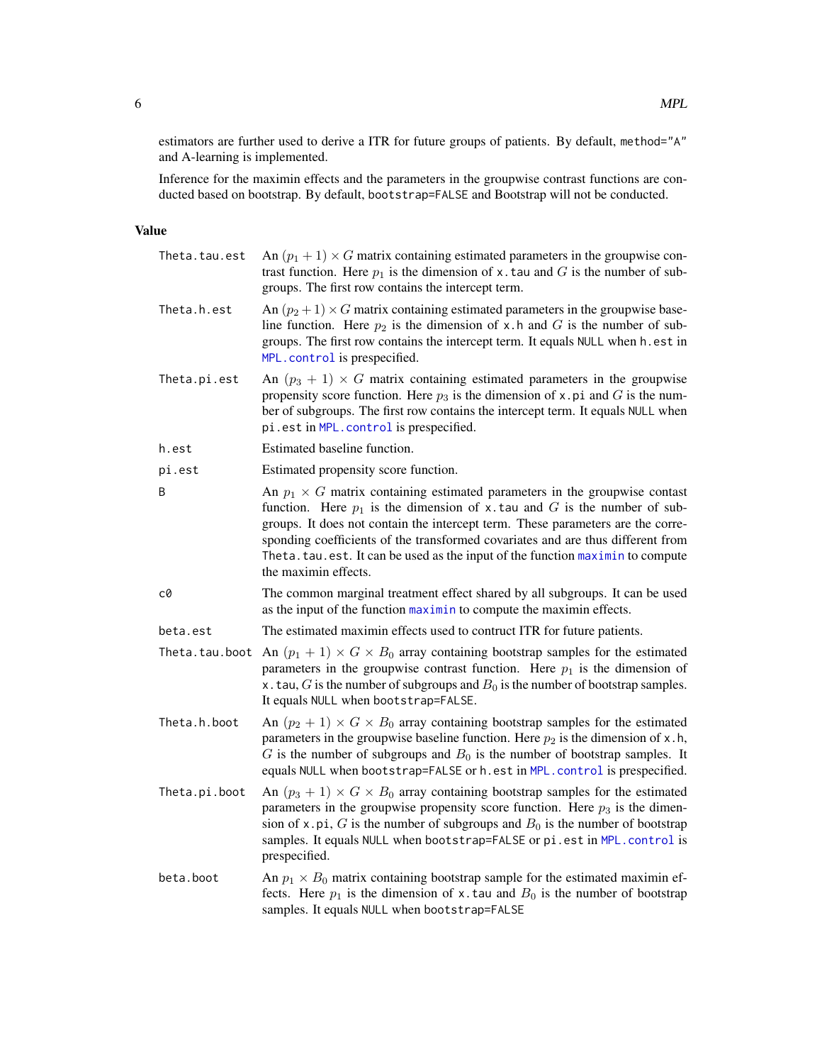estimators are further used to derive a ITR for future groups of patients. By default, `method="A"` and A-learning is implemented.

Inference for the maximin effects and the parameters in the groupwise contrast functions are conducted based on bootstrap. By default, `bootstrap=FALSE` and Bootstrap will not be conducted.

## Value

`Theta.tau.est` An $(p_1 + 1) \times G$ matrix containing estimated parameters in the groupwise contrast function. Here $p_1$ is the dimension of `x.tau` and $G$ is the number of subgroups. The first row contains the intercept term.

`Theta.h.est` An $(p_2 + 1) \times G$ matrix containing estimated parameters in the groupwise baseline function. Here $p_2$ is the dimension of `x.h` and $G$ is the number of subgroups. The first row contains the intercept term. It equals `NULL` when `h.est` in `MPL.control` is prespecified.

`Theta.pi.est` An $(p_3 + 1) \times G$ matrix containing estimated parameters in the groupwise propensity score function. Here $p_3$ is the dimension of `x.pi` and $G$ is the number of subgroups. The first row contains the intercept term. It equals `NULL` when `pi.est` in `MPL.control` is prespecified.

`h.est` Estimated baseline function.

`pi.est` Estimated propensity score function.

`B` An $p_1 \times G$ matrix containing estimated parameters in the groupwise contast function. Here $p_1$ is the dimension of `x.tau` and $G$ is the number of subgroups. It does not contain the intercept term. These parameters are the corresponding coefficients of the transformed covariates and are thus different from `Theta.tau.est`. It can be used as the input of the function `maximin` to compute the maximin effects.

`c0` The common marginal treatment effect shared by all subgroups. It can be used as the input of the function `maximin` to compute the maximin effects.

`beta.est` The estimated maximin effects used to contruct ITR for future patients.

`Theta.tau.boot` An $(p_1 + 1) \times G \times B_0$ array containing bootstrap samples for the estimated parameters in the groupwise contrast function. Here $p_1$ is the dimension of `x.tau`, $G$ is the number of subgroups and $B_0$ is the number of bootstrap samples. It equals `NULL` when `bootstrap=FALSE`.

`Theta.h.boot` An $(p_2 + 1) \times G \times B_0$ array containing bootstrap samples for the estimated parameters in the groupwise baseline function. Here $p_2$ is the dimension of `x.h`, $G$ is the number of subgroups and $B_0$ is the number of bootstrap samples. It equals `NULL` when `bootstrap=FALSE` or `h.est` in `MPL.control` is prespecified.

`Theta.pi.boot` An $(p_3 + 1) \times G \times B_0$ array containing bootstrap samples for the estimated parameters in the groupwise propensity score function. Here $p_3$ is the dimension of `x.pi`, $G$ is the number of subgroups and $B_0$ is the number of bootstrap samples. It equals `NULL` when `bootstrap=FALSE` or `pi.est` in `MPL.control` is prespecified.

`beta.boot` An $p_1 \times B_0$ matrix containing bootstrap sample for the estimated maximin effects. Here $p_1$ is the dimension of `x.tau` and $B_0$ is the number of bootstrap samples. It equals `NULL` when `bootstrap=FALSE`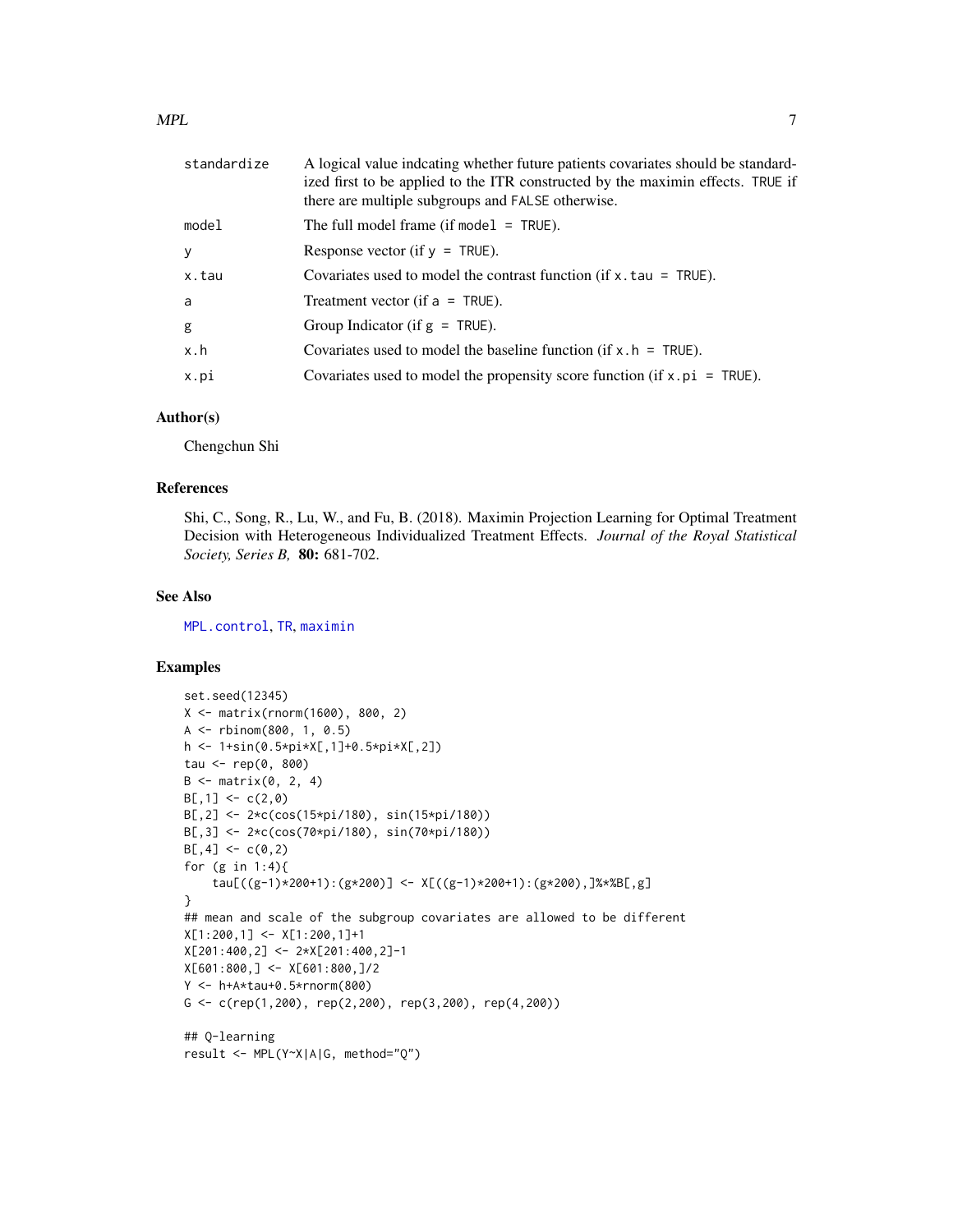| | |
|---|---|
| standardize | A logical value indcating whether future patients covariates should be standardized first to be applied to the ITR constructed by the maximin effects. TRUE if there are multiple subgroups and FALSE otherwise. |
| model | The full model frame (if model = TRUE). |
| y | Response vector (if y = TRUE). |
| x.tau | Covariates used to model the contrast function (if x.tau = TRUE). |
| a | Treatment vector (if a = TRUE). |
| g | Group Indicator (if g = TRUE). |
| x.h | Covariates used to model the baseline function (if x.h = TRUE). |
| x.pi | Covariates used to model the propensity score function (if x.pi = TRUE). |

## Author(s)

Chengchun Shi

## References

Shi, C., Song, R., Lu, W., and Fu, B. (2018). Maximin Projection Learning for Optimal Treatment Decision with Heterogeneous Individualized Treatment Effects. *Journal of the Royal Statistical Society, Series B,* **80:** 681-702.

## See Also

MPL.control, TR, maximin

## Examples

```
set.seed(12345)
X <- matrix(rnorm(1600), 800, 2)
A <- rbinom(800, 1, 0.5)
h <- 1+sin(0.5*pi*X[,1]+0.5*pi*X[,2])
tau <- rep(0, 800)
B <- matrix(0, 2, 4)
B[,1] <- c(2,0)
B[,2] <- 2*c(cos(15*pi/180), sin(15*pi/180))
B[,3] <- 2*c(cos(70*pi/180), sin(70*pi/180))
B[,4] <- c(0,2)
for (g in 1:4){
    tau[((g-1)*200+1):(g*200)] <- X[((g-1)*200+1):(g*200),]%*%B[,g]
}
## mean and scale of the subgroup covariates are allowed to be different
X[1:200,1] <- X[1:200,1]+1
X[201:400,2] <- 2*X[201:400,2]-1
X[601:800,] <- X[601:800,]/2
Y <- h+A*tau+0.5*rnorm(800)
G <- c(rep(1,200), rep(2,200), rep(3,200), rep(4,200))

## Q-learning
result <- MPL(Y~X|A|G, method="Q")
```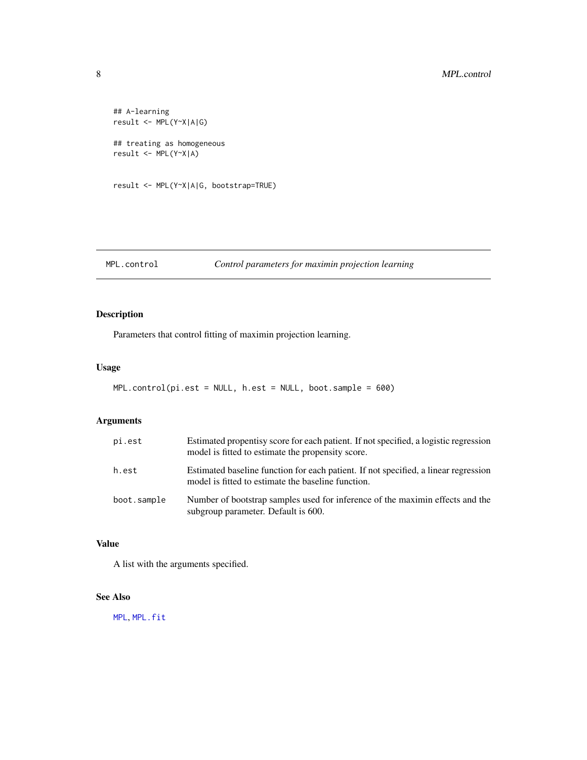```
## A-learning
result <- MPL(Y~X|A|G)

## treating as homogeneous
result <- MPL(Y~X|A)


result <- MPL(Y~X|A|G, bootstrap=TRUE)
```

## MPL.control — *Control parameters for maximin projection learning*

### Description

Parameters that control fitting of maximin projection learning.

### Usage

```
MPL.control(pi.est = NULL, h.est = NULL, boot.sample = 600)
```

### Arguments

| | |
|---|---|
| `pi.est` | Estimated propentisy score for each patient. If not specified, a logistic regression model is fitted to estimate the propensity score. |
| `h.est` | Estimated baseline function for each patient. If not specified, a linear regression model is fitted to estimate the baseline function. |
| `boot.sample` | Number of bootstrap samples used for inference of the maximin effects and the subgroup parameter. Default is 600. |

### Value

A list with the arguments specified.

### See Also

`MPL`, `MPL.fit`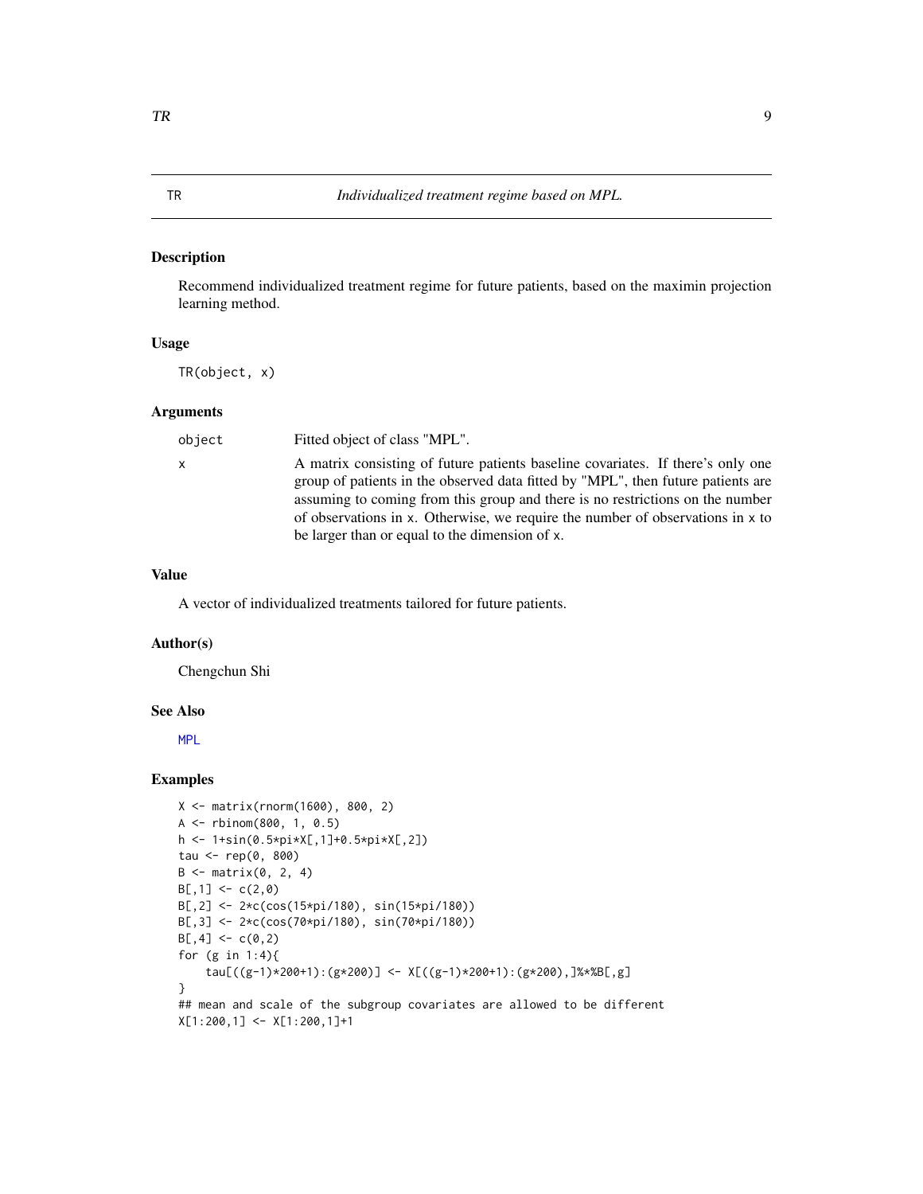## TR — *Individualized treatment regime based on MPL.*

### Description

Recommend individualized treatment regime for future patients, based on the maximin projection learning method.

### Usage

```
TR(object, x)
```

### Arguments

| | |
|---|---|
| `object` | Fitted object of class "MPL". |
| `x` | A matrix consisting of future patients baseline covariates. If there's only one group of patients in the observed data fitted by "MPL", then future patients are assuming to coming from this group and there is no restrictions on the number of observations in `x`. Otherwise, we require the number of observations in `x` to be larger than or equal to the dimension of `x`. |

### Value

A vector of individualized treatments tailored for future patients.

### Author(s)

Chengchun Shi

### See Also

MPL

### Examples

```
X <- matrix(rnorm(1600), 800, 2)
A <- rbinom(800, 1, 0.5)
h <- 1+sin(0.5*pi*X[,1]+0.5*pi*X[,2])
tau <- rep(0, 800)
B <- matrix(0, 2, 4)
B[,1] <- c(2,0)
B[,2] <- 2*c(cos(15*pi/180), sin(15*pi/180))
B[,3] <- 2*c(cos(70*pi/180), sin(70*pi/180))
B[,4] <- c(0,2)
for (g in 1:4){
    tau[((g-1)*200+1):(g*200)] <- X[((g-1)*200+1):(g*200),]%*%B[,g]
}
## mean and scale of the subgroup covariates are allowed to be different
X[1:200,1] <- X[1:200,1]+1
```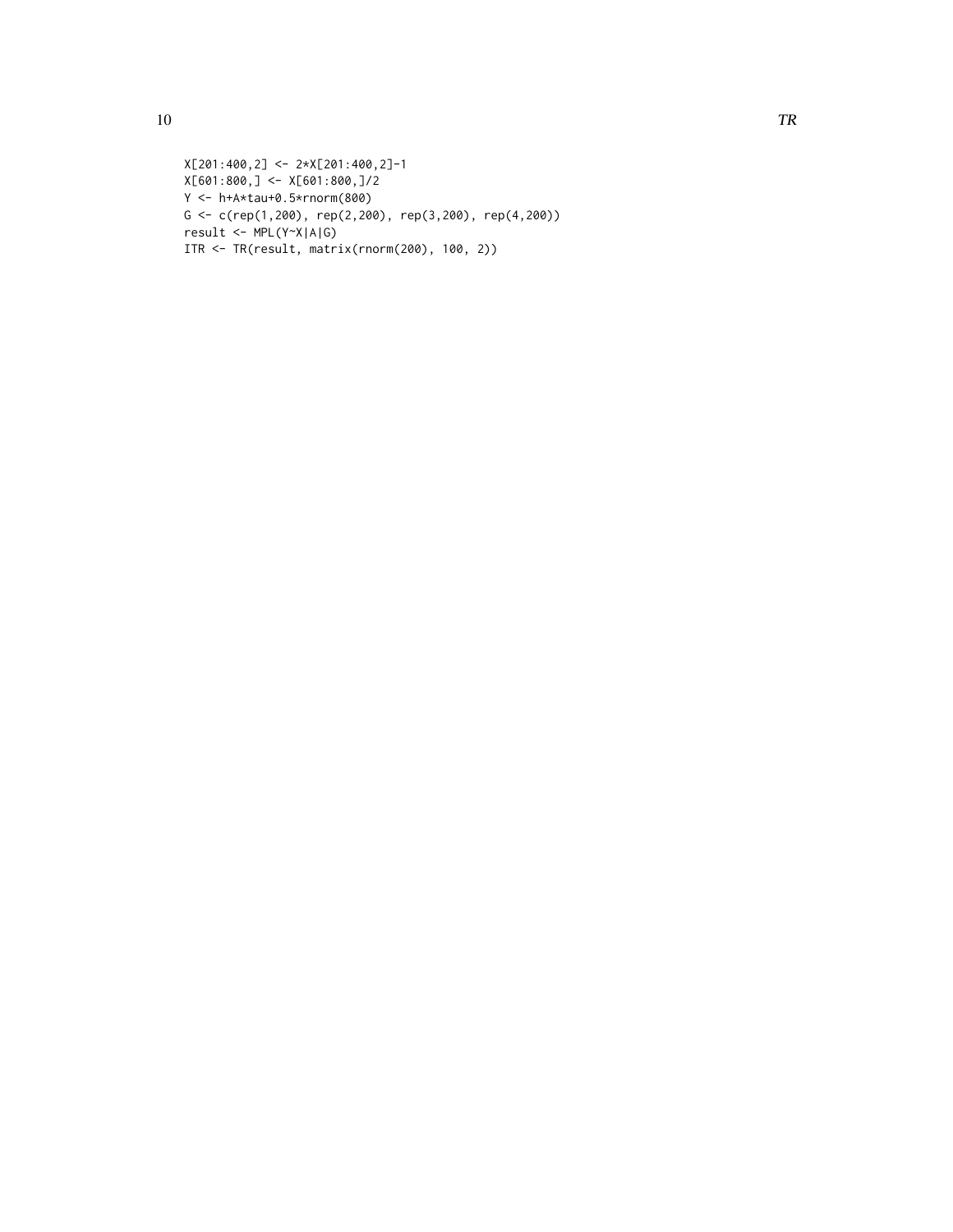```
X[201:400,2] <- 2*X[201:400,2]-1
X[601:800,] <- X[601:800,]/2
Y <- h+A*tau+0.5*rnorm(800)
G <- c(rep(1,200), rep(2,200), rep(3,200), rep(4,200))
result <- MPL(Y~X|A|G)
ITR <- TR(result, matrix(rnorm(200), 100, 2))
```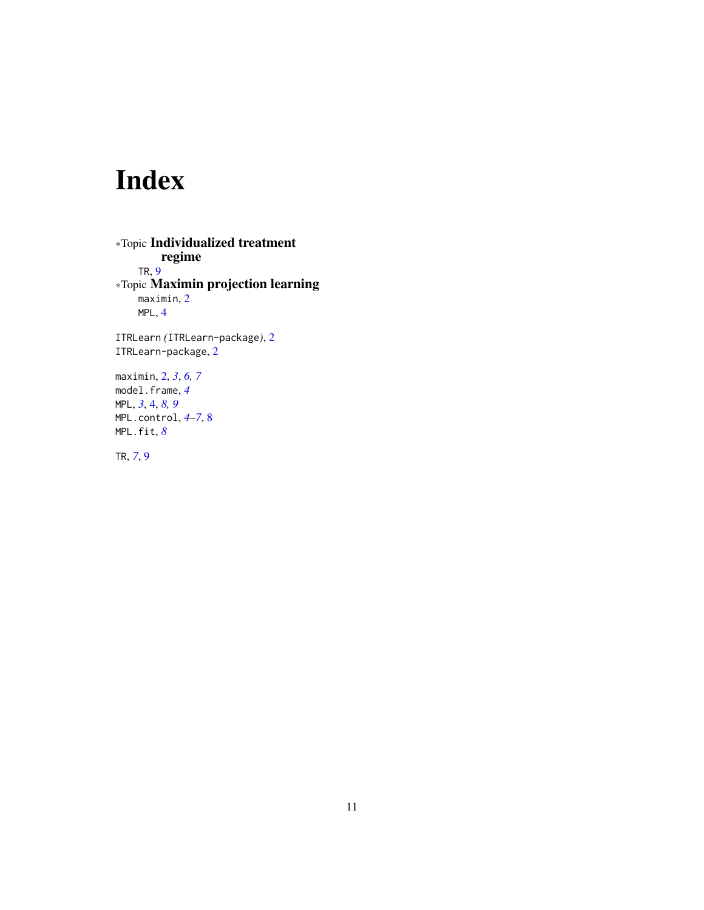# Index

∗Topic **Individualized treatment regime**
- TR, 9

∗Topic **Maximin projection learning**
- maximin, 2
- MPL, 4

ITRLearn (ITRLearn-package), 2
ITRLearn-package, 2

maximin, 2, *3*, *6, 7*
model.frame, *4*
MPL, *3*, 4, *8, 9*
MPL.control, *4–7*, 8
MPL.fit, *8*

TR, *7*, 9